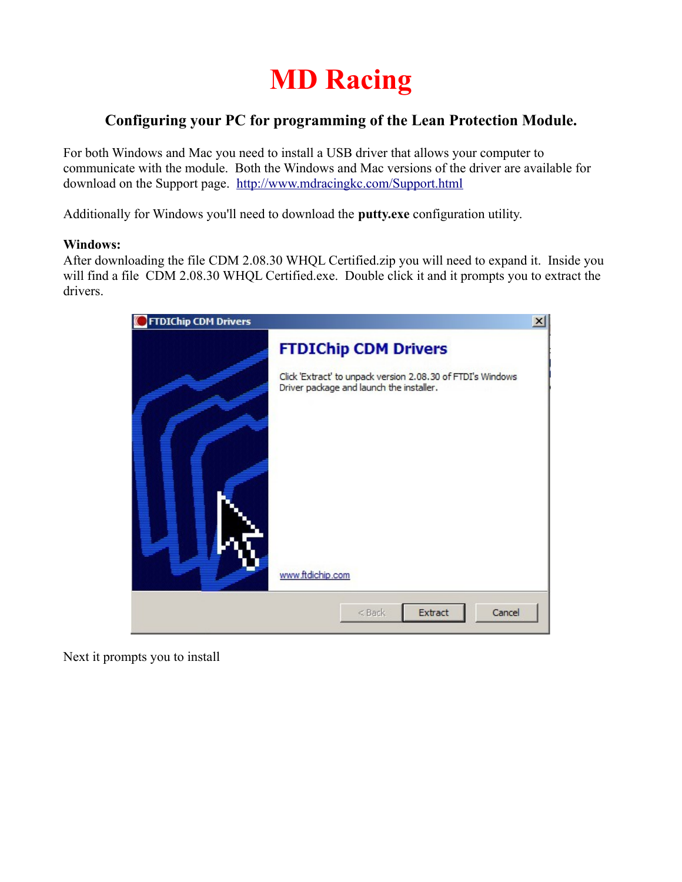# MD Racing

## Configuring your PC for programming of the Lean Protection Module.

For both Windows and Mac you need to install a USB driver that allows your computer to communicate with the module. Both the Windows and Mac versions of the driver are available for download on the Support page. http://www.mdracingkc.com/Support.html

Additionally for Windows you'll need to download the **putty.exe** configuration utility.

**Windows:**
After downloading the file CDM 2.08.30 WHQL Certified.zip you will need to expand it. Inside you will find a file CDM 2.08.30 WHQL Certified.exe. Double click it and it prompts you to extract the drivers.

Next it prompts you to install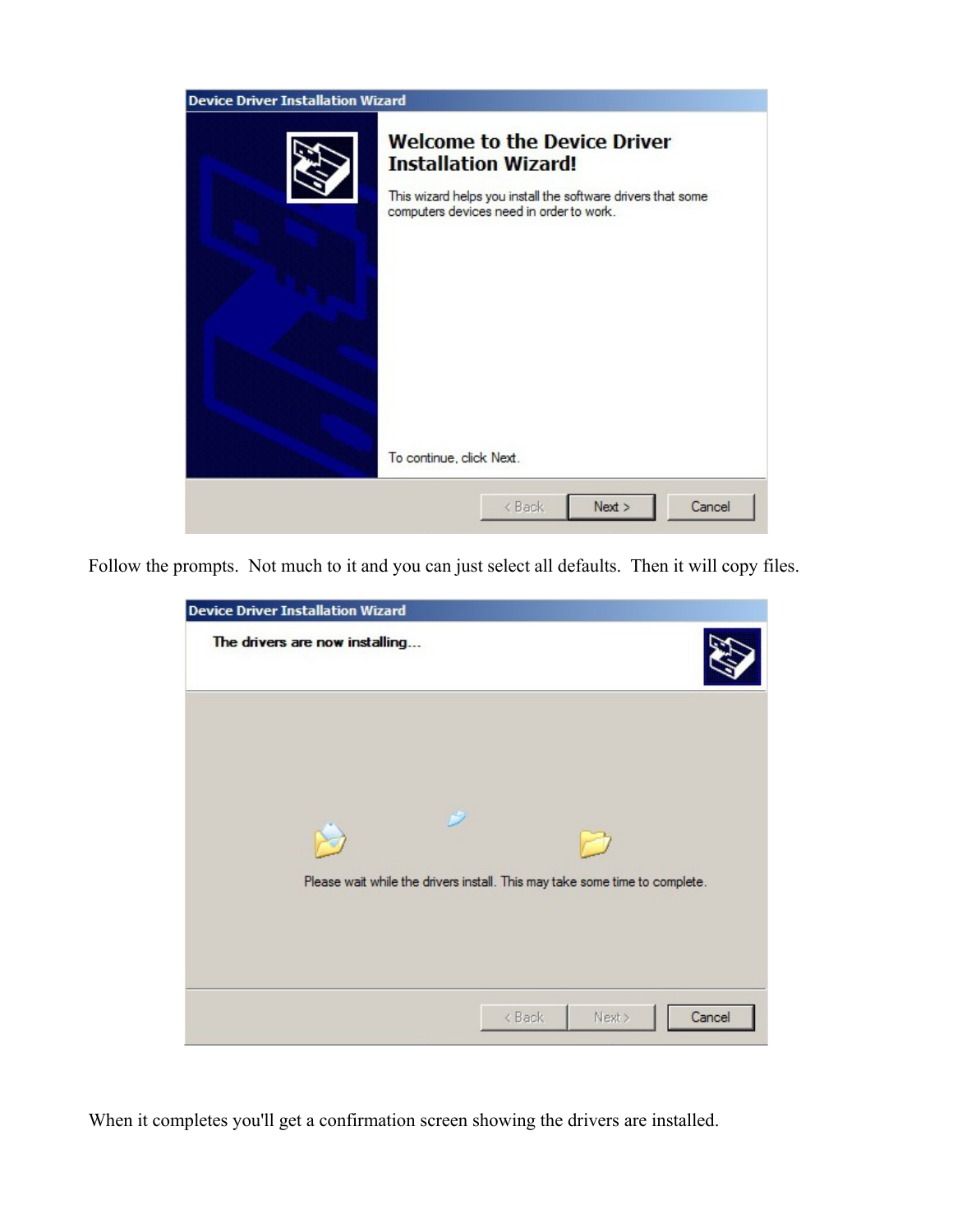Follow the prompts.  Not much to it and you can just select all defaults.  Then it will copy files.

When it completes you'll get a confirmation screen showing the drivers are installed.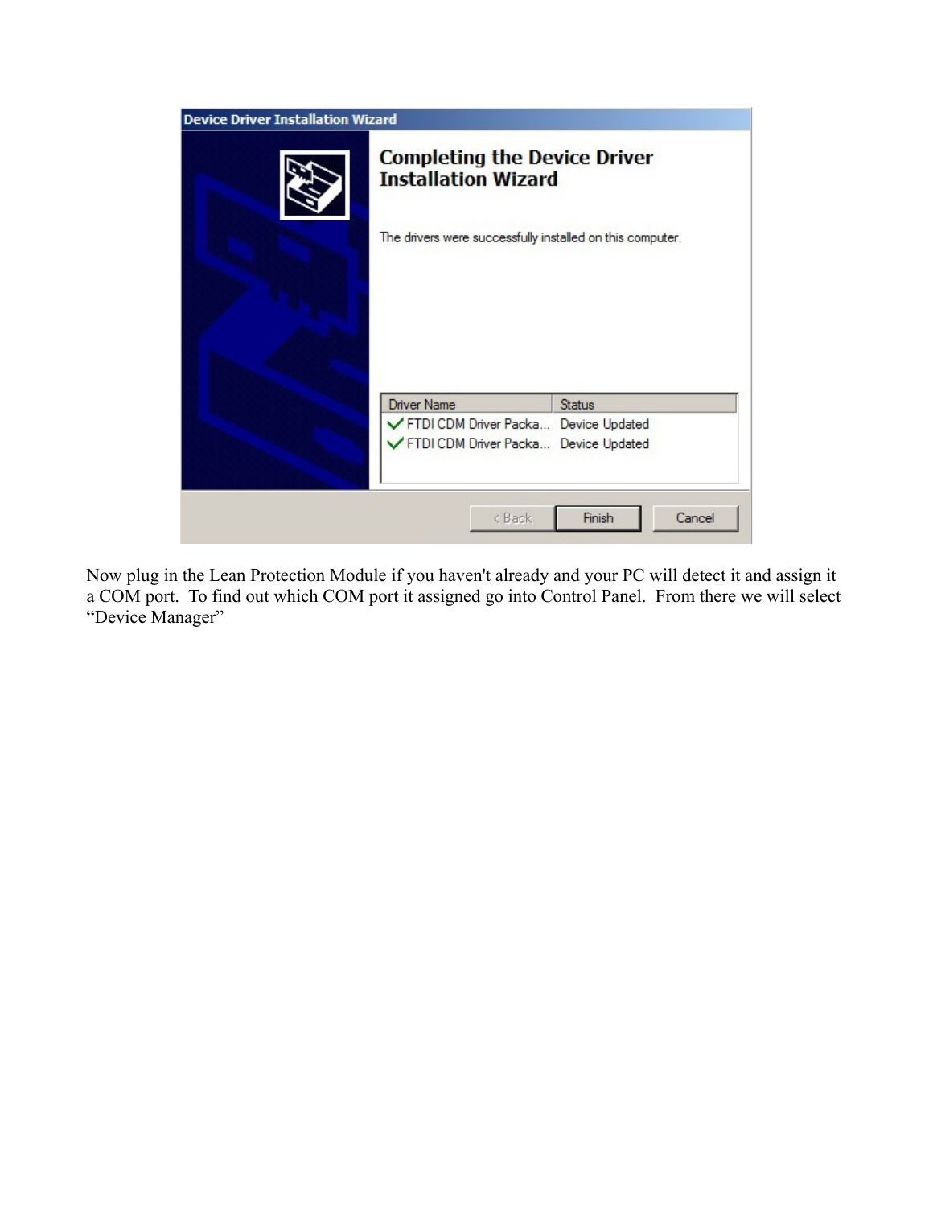Now plug in the Lean Protection Module if you haven't already and your PC will detect it and assign it a COM port. To find out which COM port it assigned go into Control Panel. From there we will select "Device Manager"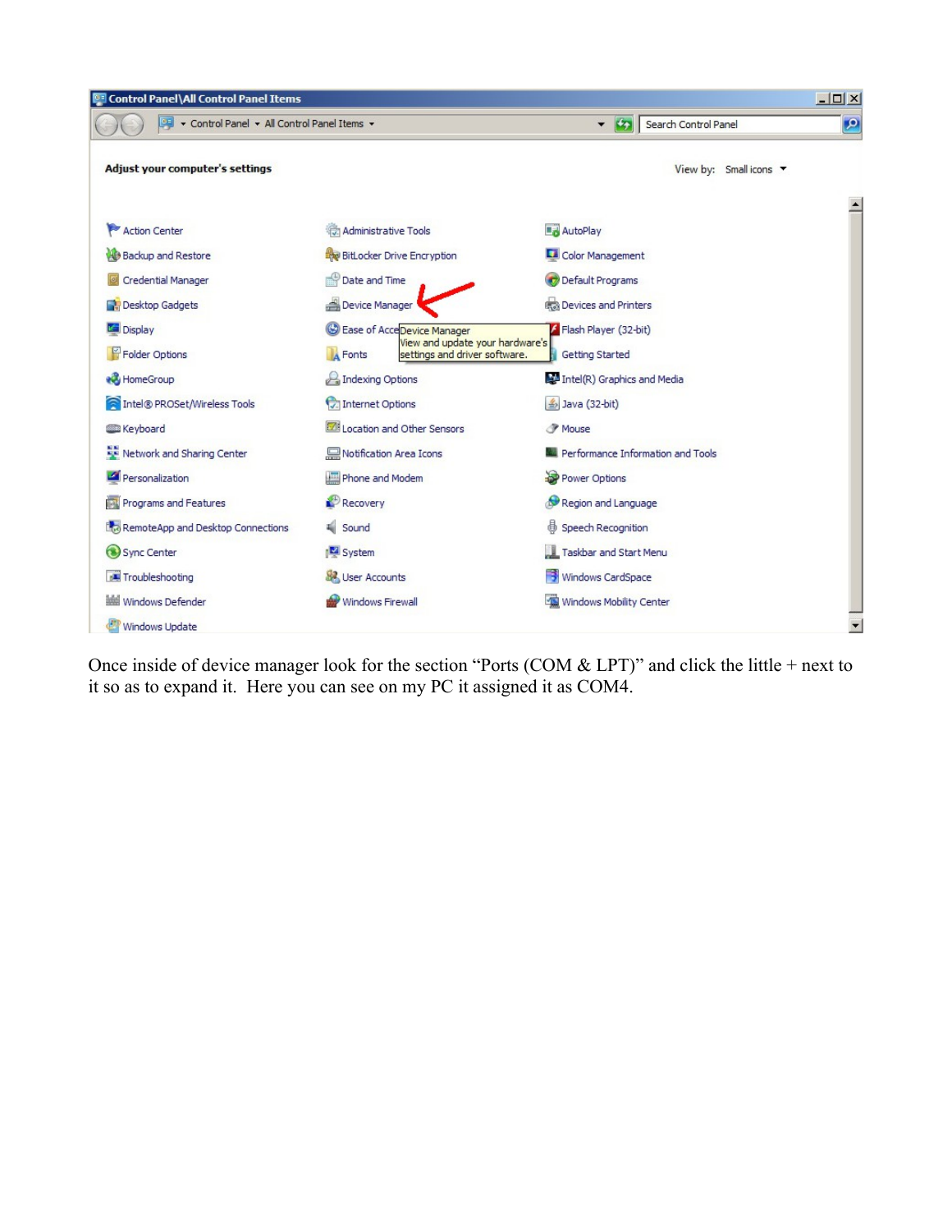Once inside of device manager look for the section "Ports (COM & LPT)" and click the little + next to it so as to expand it.  Here you can see on my PC it assigned it as COM4.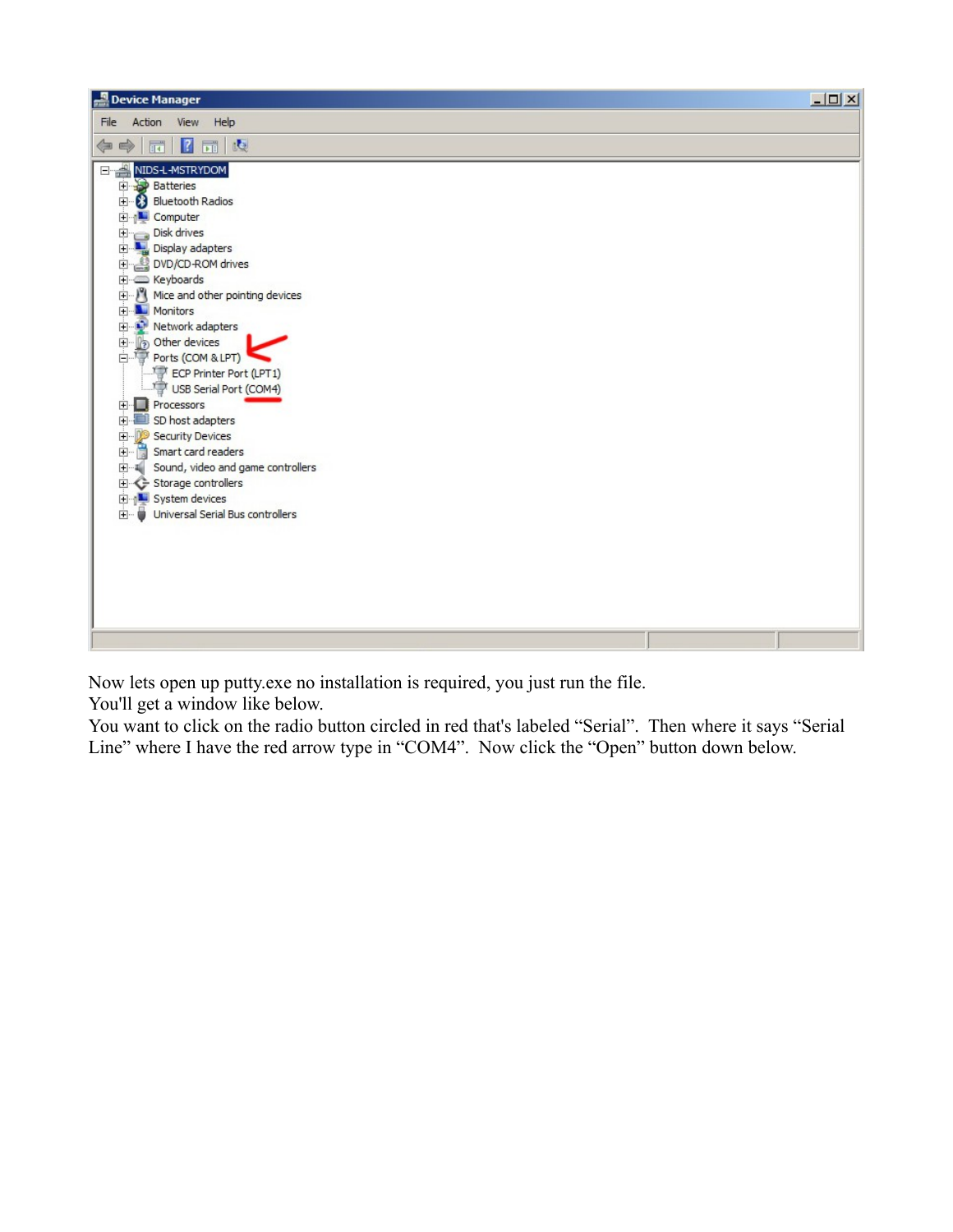Now lets open up putty.exe no installation is required, you just run the file.
You'll get a window like below.
You want to click on the radio button circled in red that's labeled “Serial”. Then where it says “Serial Line” where I have the red arrow type in “COM4”. Now click the “Open” button down below.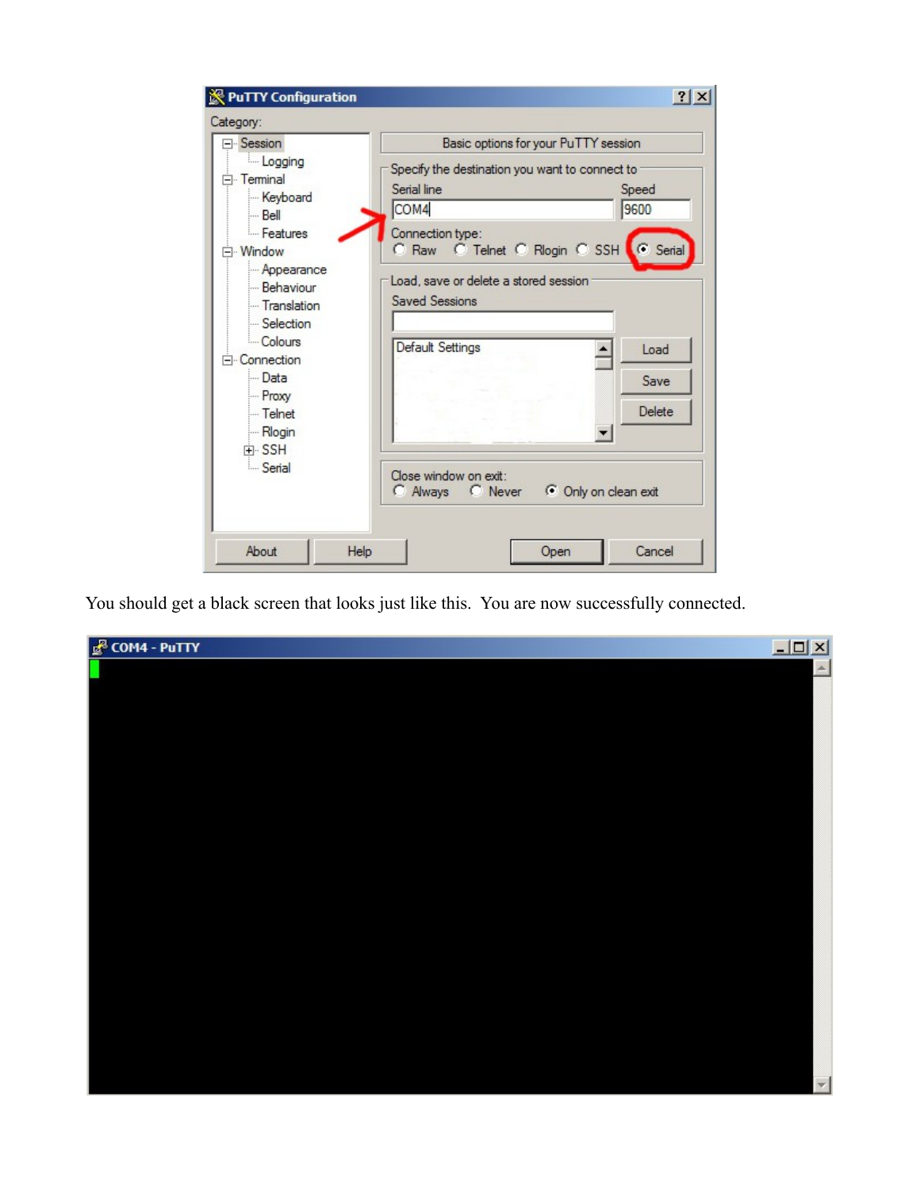You should get a black screen that looks just like this.  You are now successfully connected.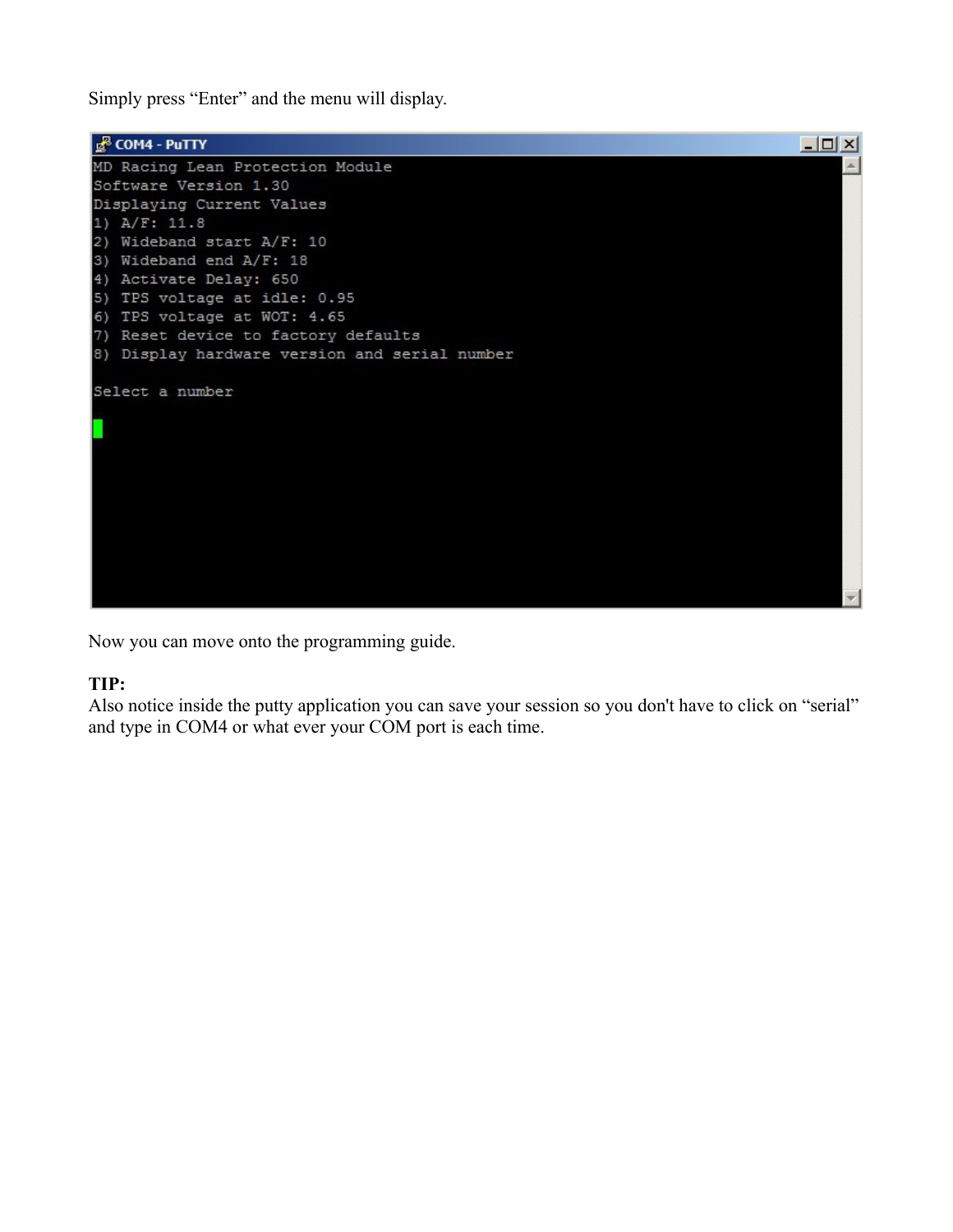Simply press “Enter” and the menu will display.

```
MD Racing Lean Protection Module
Software Version 1.30
Displaying Current Values
1) A/F: 11.8
2) Wideband start A/F: 10
3) Wideband end A/F: 18
4) Activate Delay: 650
5) TPS voltage at idle: 0.95
6) TPS voltage at WOT: 4.65
7) Reset device to factory defaults
8) Display hardware version and serial number

Select a number
```

Now you can move onto the programming guide.

**TIP:**
Also notice inside the putty application you can save your session so you don't have to click on “serial” and type in COM4 or what ever your COM port is each time.